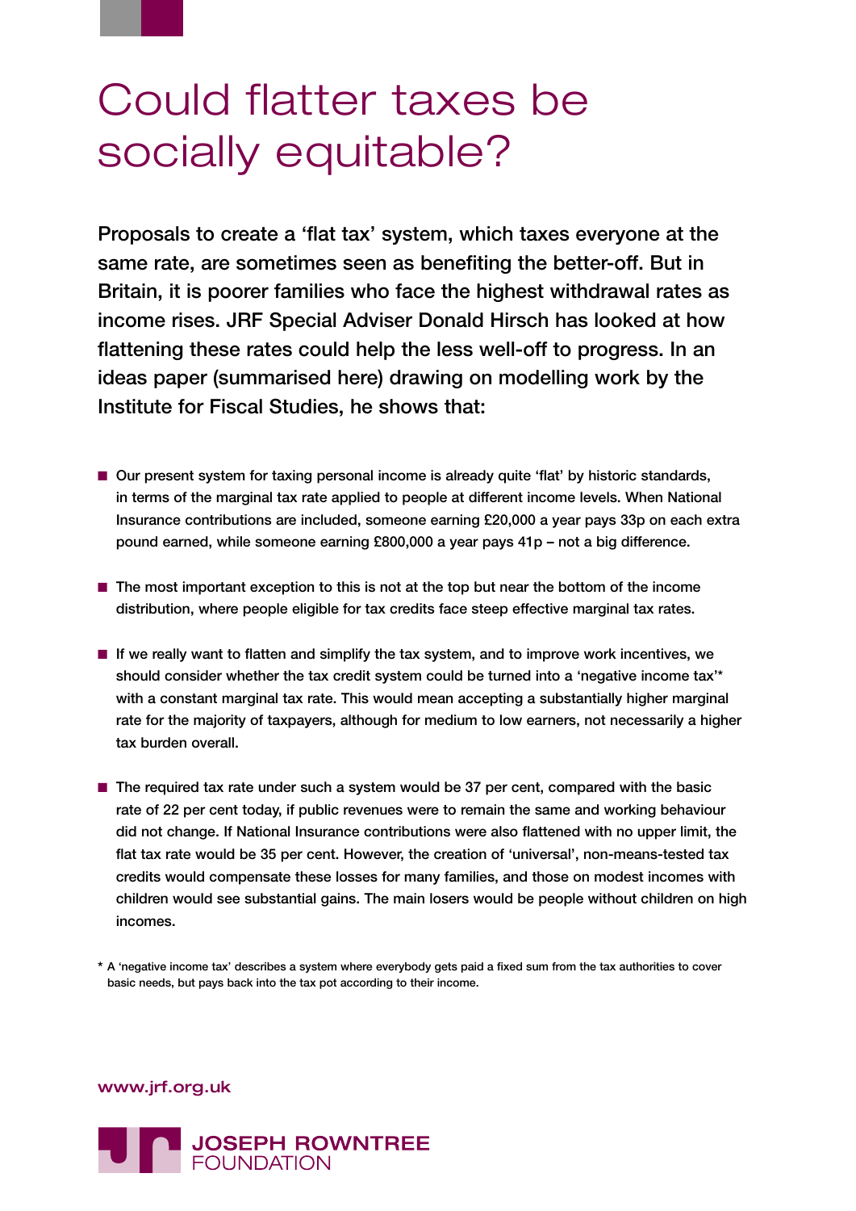# Could flatter taxes be socially equitable?

**Proposals to create a 'flat tax' system, which taxes everyone at the same rate, are sometimes seen as benefiting the better-off. But in Britain, it is poorer families who face the highest withdrawal rates as income rises. JRF Special Adviser Donald Hirsch has looked at how flattening these rates could help the less well-off to progress. In an ideas paper (summarised here) drawing on modelling work by the Institute for Fiscal Studies, he shows that:**

- Our present system for taxing personal income is already quite 'flat' by historic standards, in terms of the marginal tax rate applied to people at different income levels. When National Insurance contributions are included, someone earning £20,000 a year pays 33p on each extra pound earned, while someone earning £800,000 a year pays 41p – not a big difference.

- The most important exception to this is not at the top but near the bottom of the income distribution, where people eligible for tax credits face steep effective marginal tax rates.

- If we really want to flatten and simplify the tax system, and to improve work incentives, we should consider whether the tax credit system could be turned into a 'negative income tax'* with a constant marginal tax rate. This would mean accepting a substantially higher marginal rate for the majority of taxpayers, although for medium to low earners, not necessarily a higher tax burden overall.

- The required tax rate under such a system would be 37 per cent, compared with the basic rate of 22 per cent today, if public revenues were to remain the same and working behaviour did not change. If National Insurance contributions were also flattened with no upper limit, the flat tax rate would be 35 per cent. However, the creation of 'universal', non-means-tested tax credits would compensate these losses for many families, and those on modest incomes with children would see substantial gains. The main losers would be people without children on high incomes.

\* A 'negative income tax' describes a system where everybody gets paid a fixed sum from the tax authorities to cover basic needs, but pays back into the tax pot according to their income.

www.jrf.org.uk

JOSEPH ROWNTREE FOUNDATION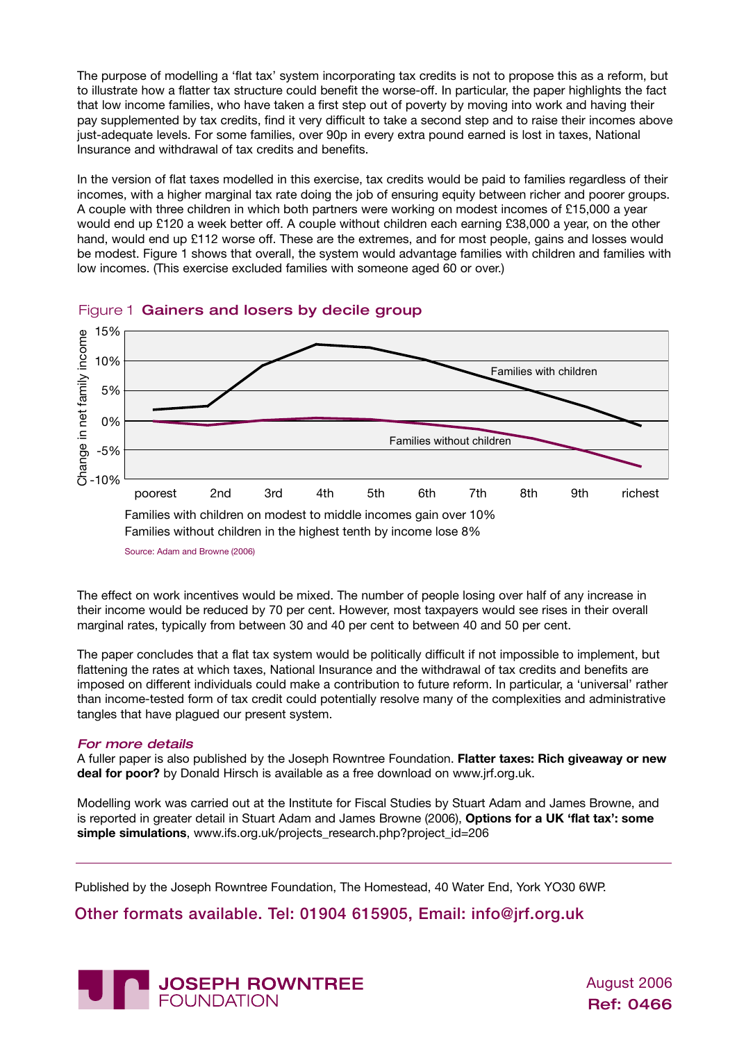The purpose of modelling a 'flat tax' system incorporating tax credits is not to propose this as a reform, but to illustrate how a flatter tax structure could benefit the worse-off. In particular, the paper highlights the fact that low income families, who have taken a first step out of poverty by moving into work and having their pay supplemented by tax credits, find it very difficult to take a second step and to raise their incomes above just-adequate levels. For some families, over 90p in every extra pound earned is lost in taxes, National Insurance and withdrawal of tax credits and benefits.

In the version of flat taxes modelled in this exercise, tax credits would be paid to families regardless of their incomes, with a higher marginal tax rate doing the job of ensuring equity between richer and poorer groups. A couple with three children in which both partners were working on modest incomes of £15,000 a year would end up £120 a week better off. A couple without children each earning £38,000 a year, on the other hand, would end up £112 worse off. These are the extremes, and for most people, gains and losses would be modest. Figure 1 shows that overall, the system would advantage families with children and families with low incomes. (This exercise excluded families with someone aged 60 or over.)

**Figure 1 Gainers and losers by decile group**

Change in net family income

15%
10%
5%
0%
-5%
-10%

poorest 2nd 3rd 4th 5th 6th 7th 8th 9th richest

Families with children

Families without children

Families with children on modest to middle incomes gain over 10%
Families without children in the highest tenth by income lose 8%

Source: Adam and Browne (2006)

The effect on work incentives would be mixed. The number of people losing over half of any increase in their income would be reduced by 70 per cent. However, most taxpayers would see rises in their overall marginal rates, typically from between 30 and 40 per cent to between 40 and 50 per cent.

The paper concludes that a flat tax system would be politically difficult if not impossible to implement, but flattening the rates at which taxes, National Insurance and the withdrawal of tax credits and benefits are imposed on different individuals could make a contribution to future reform. In particular, a 'universal' rather than income-tested form of tax credit could potentially resolve many of the complexities and administrative tangles that have plagued our present system.

### *For more details*

A fuller paper is also published by the Joseph Rowntree Foundation. **Flatter taxes: Rich giveaway or new deal for poor?** by Donald Hirsch is available as a free download on www.jrf.org.uk.

Modelling work was carried out at the Institute for Fiscal Studies by Stuart Adam and James Browne, and is reported in greater detail in Stuart Adam and James Browne (2006), **Options for a UK 'flat tax': some simple simulations**, www.ifs.org.uk/projects_research.php?project_id=206

---

Published by the Joseph Rowntree Foundation, The Homestead, 40 Water End, York YO30 6WP.

Other formats available. Tel: 01904 615905, Email: info@jrf.org.uk

**JOSEPH ROWNTREE** FOUNDATION

August 2006
**Ref: 0466**